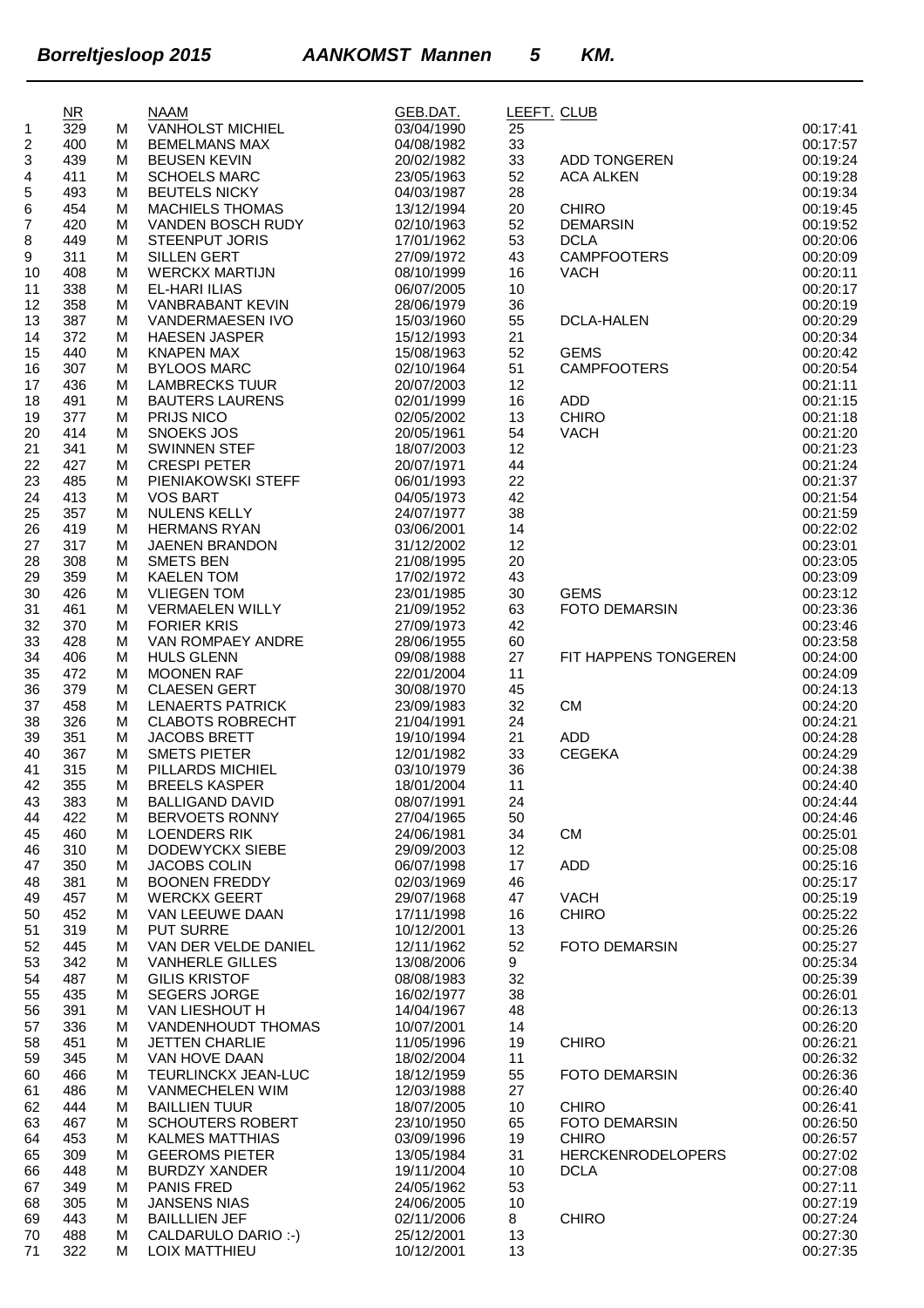**Borreltjesloop 2015 AANKOMST Mannen 5 KM.**

| | NR | | NAAM | GEB.DAT. | LEEFT. | CLUB | |
|---|---|---|---|---|---|---|---|
| 1 | 329 | M | VANHOLST MICHIEL | 03/04/1990 | 25 | | 00:17:41 |
| 2 | 400 | M | BEMELMANS MAX | 04/08/1982 | 33 | | 00:17:57 |
| 3 | 439 | M | BEUSEN KEVIN | 20/02/1982 | 33 | ADD TONGEREN | 00:19:24 |
| 4 | 411 | M | SCHOELS MARC | 23/05/1963 | 52 | ACA ALKEN | 00:19:28 |
| 5 | 493 | M | BEUTELS NICKY | 04/03/1987 | 28 | | 00:19:34 |
| 6 | 454 | M | MACHIELS THOMAS | 13/12/1994 | 20 | CHIRO | 00:19:45 |
| 7 | 420 | M | VANDEN BOSCH RUDY | 02/10/1963 | 52 | DEMARSIN | 00:19:52 |
| 8 | 449 | M | STEENPUT JORIS | 17/01/1962 | 53 | DCLA | 00:20:06 |
| 9 | 311 | M | SILLEN GERT | 27/09/1972 | 43 | CAMPFOOTERS | 00:20:09 |
| 10 | 408 | M | WERCKX MARTIJN | 08/10/1999 | 16 | VACH | 00:20:11 |
| 11 | 338 | M | EL-HARI ILIAS | 06/07/2005 | 10 | | 00:20:17 |
| 12 | 358 | M | VANBRABANT KEVIN | 28/06/1979 | 36 | | 00:20:19 |
| 13 | 387 | M | VANDERMAESEN IVO | 15/03/1960 | 55 | DCLA-HALEN | 00:20:29 |
| 14 | 372 | M | HAESEN JASPER | 15/12/1993 | 21 | | 00:20:34 |
| 15 | 440 | M | KNAPEN MAX | 15/08/1963 | 52 | GEMS | 00:20:42 |
| 16 | 307 | M | BYLOOS MARC | 02/10/1964 | 51 | CAMPFOOTERS | 00:20:54 |
| 17 | 436 | M | LAMBRECKS TUUR | 20/07/2003 | 12 | | 00:21:11 |
| 18 | 491 | M | BAUTERS LAURENS | 02/01/1999 | 16 | ADD | 00:21:15 |
| 19 | 377 | M | PRIJS NICO | 02/05/2002 | 13 | CHIRO | 00:21:18 |
| 20 | 414 | M | SNOEKS JOS | 20/05/1961 | 54 | VACH | 00:21:20 |
| 21 | 341 | M | SWINNEN STEF | 18/07/2003 | 12 | | 00:21:23 |
| 22 | 427 | M | CRESPI PETER | 20/07/1971 | 44 | | 00:21:24 |
| 23 | 485 | M | PIENIAKOWSKI STEFF | 06/01/1993 | 22 | | 00:21:37 |
| 24 | 413 | M | VOS BART | 04/05/1973 | 42 | | 00:21:54 |
| 25 | 357 | M | NULENS KELLY | 24/07/1977 | 38 | | 00:21:59 |
| 26 | 419 | M | HERMANS RYAN | 03/06/2001 | 14 | | 00:22:02 |
| 27 | 317 | M | JAENEN BRANDON | 31/12/2002 | 12 | | 00:23:01 |
| 28 | 308 | M | SMETS BEN | 21/08/1995 | 20 | | 00:23:05 |
| 29 | 359 | M | KAELEN TOM | 17/02/1972 | 43 | | 00:23:09 |
| 30 | 426 | M | VLIEGEN TOM | 23/01/1985 | 30 | GEMS | 00:23:12 |
| 31 | 461 | M | VERMAELEN WILLY | 21/09/1952 | 63 | FOTO DEMARSIN | 00:23:36 |
| 32 | 370 | M | FORIER KRIS | 27/09/1973 | 42 | | 00:23:46 |
| 33 | 428 | M | VAN ROMPAEY ANDRE | 28/06/1955 | 60 | | 00:23:58 |
| 34 | 406 | M | HULS GLENN | 09/08/1988 | 27 | FIT HAPPENS TONGEREN | 00:24:00 |
| 35 | 472 | M | MOONEN RAF | 22/01/2004 | 11 | | 00:24:09 |
| 36 | 379 | M | CLAESEN GERT | 30/08/1970 | 45 | | 00:24:13 |
| 37 | 458 | M | LENAERTS PATRICK | 23/09/1983 | 32 | CM | 00:24:20 |
| 38 | 326 | M | CLABOTS ROBRECHT | 21/04/1991 | 24 | | 00:24:21 |
| 39 | 351 | M | JACOBS BRETT | 19/10/1994 | 21 | ADD | 00:24:28 |
| 40 | 367 | M | SMETS PIETER | 12/01/1982 | 33 | CEGEKA | 00:24:29 |
| 41 | 315 | M | PILLARDS MICHIEL | 03/10/1979 | 36 | | 00:24:38 |
| 42 | 355 | M | BREELS KASPER | 18/01/2004 | 11 | | 00:24:40 |
| 43 | 383 | M | BALLIGAND DAVID | 08/07/1991 | 24 | | 00:24:44 |
| 44 | 422 | M | BERVOETS RONNY | 27/04/1965 | 50 | | 00:24:46 |
| 45 | 460 | M | LOENDERS RIK | 24/06/1981 | 34 | CM | 00:25:01 |
| 46 | 310 | M | DODEWYCKX SIEBE | 29/09/2003 | 12 | | 00:25:08 |
| 47 | 350 | M | JACOBS COLIN | 06/07/1998 | 17 | ADD | 00:25:16 |
| 48 | 381 | M | BOONEN FREDDY | 02/03/1969 | 46 | | 00:25:17 |
| 49 | 457 | M | WERCKX GEERT | 29/07/1968 | 47 | VACH | 00:25:19 |
| 50 | 452 | M | VAN LEEUWE DAAN | 17/11/1998 | 16 | CHIRO | 00:25:22 |
| 51 | 319 | M | PUT SURRE | 10/12/2001 | 13 | | 00:25:26 |
| 52 | 445 | M | VAN DER VELDE DANIEL | 12/11/1962 | 52 | FOTO DEMARSIN | 00:25:27 |
| 53 | 342 | M | VANHERLE GILLES | 13/08/2006 | 9 | | 00:25:34 |
| 54 | 487 | M | GILIS KRISTOF | 08/08/1983 | 32 | | 00:25:39 |
| 55 | 435 | M | SEGERS JORGE | 16/02/1977 | 38 | | 00:26:01 |
| 56 | 391 | M | VAN LIESHOUT H | 14/04/1967 | 48 | | 00:26:13 |
| 57 | 336 | M | VANDENHOUDT THOMAS | 10/07/2001 | 14 | | 00:26:20 |
| 58 | 451 | M | JETTEN CHARLIE | 11/05/1996 | 19 | CHIRO | 00:26:21 |
| 59 | 345 | M | VAN HOVE DAAN | 18/02/2004 | 11 | | 00:26:32 |
| 60 | 466 | M | TEURLINCKX JEAN-LUC | 18/12/1959 | 55 | FOTO DEMARSIN | 00:26:36 |
| 61 | 486 | M | VANMECHELEN WIM | 12/03/1988 | 27 | | 00:26:40 |
| 62 | 444 | M | BAILLIEN TUUR | 18/07/2005 | 10 | CHIRO | 00:26:41 |
| 63 | 467 | M | SCHOUTERS ROBERT | 23/10/1950 | 65 | FOTO DEMARSIN | 00:26:50 |
| 64 | 453 | M | KALMES MATTHIAS | 03/09/1996 | 19 | CHIRO | 00:26:57 |
| 65 | 309 | M | GEEROMS PIETER | 13/05/1984 | 31 | HERCKENRODELOPERS | 00:27:02 |
| 66 | 448 | M | BURDZY XANDER | 19/11/2004 | 10 | DCLA | 00:27:08 |
| 67 | 349 | M | PANIS FRED | 24/05/1962 | 53 | | 00:27:11 |
| 68 | 305 | M | JANSENS NIAS | 24/06/2005 | 10 | | 00:27:19 |
| 69 | 443 | M | BAILLLIEN JEF | 02/11/2006 | 8 | CHIRO | 00:27:24 |
| 70 | 488 | M | CALDARULO DARIO :-) | 25/12/2001 | 13 | | 00:27:30 |
| 71 | 322 | M | LOIX MATTHIEU | 10/12/2001 | 13 | | 00:27:35 |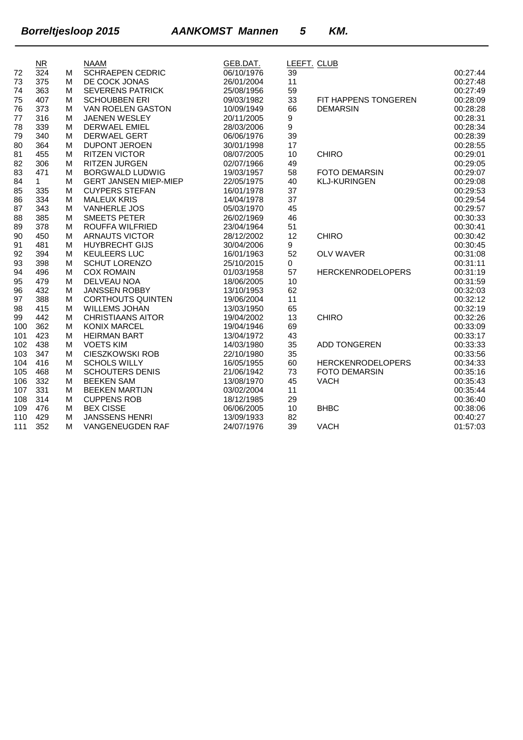**Borreltjesloop 2015** **AANKOMST Mannen** **5** **KM.**

| | NR | | NAAM | GEB.DAT. | LEEFT. | CLUB | |
|---|---|---|---|---|---|---|---|
| 72 | 324 | M | SCHRAEPEN CEDRIC | 06/10/1976 | 39 | | 00:27:44 |
| 73 | 375 | M | DE COCK JONAS | 26/01/2004 | 11 | | 00:27:48 |
| 74 | 363 | M | SEVERENS PATRICK | 25/08/1956 | 59 | | 00:27:49 |
| 75 | 407 | M | SCHOUBBEN ERI | 09/03/1982 | 33 | FIT HAPPENS TONGEREN | 00:28:09 |
| 76 | 373 | M | VAN ROELEN GASTON | 10/09/1949 | 66 | DEMARSIN | 00:28:28 |
| 77 | 316 | M | JAENEN WESLEY | 20/11/2005 | 9 | | 00:28:31 |
| 78 | 339 | M | DERWAEL EMIEL | 28/03/2006 | 9 | | 00:28:34 |
| 79 | 340 | M | DERWAEL GERT | 06/06/1976 | 39 | | 00:28:39 |
| 80 | 364 | M | DUPONT JEROEN | 30/01/1998 | 17 | | 00:28:55 |
| 81 | 455 | M | RITZEN VICTOR | 08/07/2005 | 10 | CHIRO | 00:29:01 |
| 82 | 306 | M | RITZEN JURGEN | 02/07/1966 | 49 | | 00:29:05 |
| 83 | 471 | M | BORGWALD LUDWIG | 19/03/1957 | 58 | FOTO DEMARSIN | 00:29:07 |
| 84 | 1 | M | GERT JANSEN MIEP-MIEP | 22/05/1975 | 40 | KLJ-KURINGEN | 00:29:08 |
| 85 | 335 | M | CUYPERS STEFAN | 16/01/1978 | 37 | | 00:29:53 |
| 86 | 334 | M | MALEUX KRIS | 14/04/1978 | 37 | | 00:29:54 |
| 87 | 343 | M | VANHERLE JOS | 05/03/1970 | 45 | | 00:29:57 |
| 88 | 385 | M | SMEETS PETER | 26/02/1969 | 46 | | 00:30:33 |
| 89 | 378 | M | ROUFFA WILFRIED | 23/04/1964 | 51 | | 00:30:41 |
| 90 | 450 | M | ARNAUTS VICTOR | 28/12/2002 | 12 | CHIRO | 00:30:42 |
| 91 | 481 | M | HUYBRECHT GIJS | 30/04/2006 | 9 | | 00:30:45 |
| 92 | 394 | M | KEULEERS LUC | 16/01/1963 | 52 | OLV WAVER | 00:31:08 |
| 93 | 398 | M | SCHUT LORENZO | 25/10/2015 | 0 | | 00:31:11 |
| 94 | 496 | M | COX ROMAIN | 01/03/1958 | 57 | HERCKENRODELOPERS | 00:31:19 |
| 95 | 479 | M | DELVEAU NOA | 18/06/2005 | 10 | | 00:31:59 |
| 96 | 432 | M | JANSSEN ROBBY | 13/10/1953 | 62 | | 00:32:03 |
| 97 | 388 | M | CORTHOUTS QUINTEN | 19/06/2004 | 11 | | 00:32:12 |
| 98 | 415 | M | WILLEMS JOHAN | 13/03/1950 | 65 | | 00:32:19 |
| 99 | 442 | M | CHRISTIAANS AITOR | 19/04/2002 | 13 | CHIRO | 00:32:26 |
| 100 | 362 | M | KONIX MARCEL | 19/04/1946 | 69 | | 00:33:09 |
| 101 | 423 | M | HEIRMAN BART | 13/04/1972 | 43 | | 00:33:17 |
| 102 | 438 | M | VOETS KIM | 14/03/1980 | 35 | ADD TONGEREN | 00:33:33 |
| 103 | 347 | M | CIESZKOWSKI ROB | 22/10/1980 | 35 | | 00:33:56 |
| 104 | 416 | M | SCHOLS WILLY | 16/05/1955 | 60 | HERCKENRODELOPERS | 00:34:33 |
| 105 | 468 | M | SCHOUTERS DENIS | 21/06/1942 | 73 | FOTO DEMARSIN | 00:35:16 |
| 106 | 332 | M | BEEKEN SAM | 13/08/1970 | 45 | VACH | 00:35:43 |
| 107 | 331 | M | BEEKEN MARTIJN | 03/02/2004 | 11 | | 00:35:44 |
| 108 | 314 | M | CUPPENS ROB | 18/12/1985 | 29 | | 00:36:40 |
| 109 | 476 | M | BEX CISSE | 06/06/2005 | 10 | BHBC | 00:38:06 |
| 110 | 429 | M | JANSSENS HENRI | 13/09/1933 | 82 | | 00:40:27 |
| 111 | 352 | M | VANGENEUGDEN RAF | 24/07/1976 | 39 | VACH | 01:57:03 |